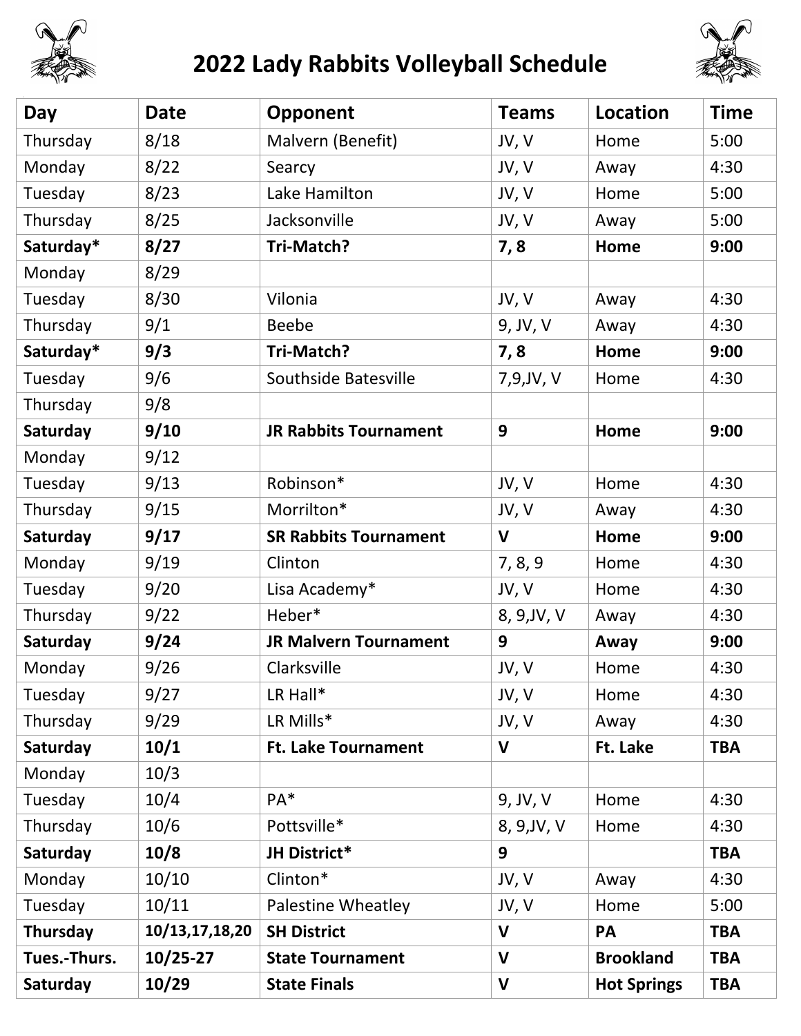# 2022 Lady Rabbits Volleyball Schedule

| Day | Date | Opponent | Teams | Location | Time |
|---|---|---|---|---|---|
| Thursday | 8/18 | Malvern (Benefit) | JV, V | Home | 5:00 |
| Monday | 8/22 | Searcy | JV, V | Away | 4:30 |
| Tuesday | 8/23 | Lake Hamilton | JV, V | Home | 5:00 |
| Thursday | 8/25 | Jacksonville | JV, V | Away | 5:00 |
| **Saturday*** | **8/27** | **Tri-Match?** | **7, 8** | **Home** | **9:00** |
| Monday | 8/29 | | | | |
| Tuesday | 8/30 | Vilonia | JV, V | Away | 4:30 |
| Thursday | 9/1 | Beebe | 9, JV, V | Away | 4:30 |
| **Saturday*** | **9/3** | **Tri-Match?** | **7, 8** | **Home** | **9:00** |
| Tuesday | 9/6 | Southside Batesville | 7,9,JV, V | Home | 4:30 |
| Thursday | 9/8 | | | | |
| **Saturday** | **9/10** | **JR Rabbits Tournament** | **9** | **Home** | **9:00** |
| Monday | 9/12 | | | | |
| Tuesday | 9/13 | Robinson* | JV, V | Home | 4:30 |
| Thursday | 9/15 | Morrilton* | JV, V | Away | 4:30 |
| **Saturday** | **9/17** | **SR Rabbits Tournament** | **V** | **Home** | **9:00** |
| Monday | 9/19 | Clinton | 7, 8, 9 | Home | 4:30 |
| Tuesday | 9/20 | Lisa Academy* | JV, V | Home | 4:30 |
| Thursday | 9/22 | Heber* | 8, 9,JV, V | Away | 4:30 |
| **Saturday** | **9/24** | **JR Malvern Tournament** | **9** | **Away** | **9:00** |
| Monday | 9/26 | Clarksville | JV, V | Home | 4:30 |
| Tuesday | 9/27 | LR Hall* | JV, V | Home | 4:30 |
| Thursday | 9/29 | LR Mills* | JV, V | Away | 4:30 |
| **Saturday** | **10/1** | **Ft. Lake Tournament** | **V** | **Ft. Lake** | **TBA** |
| Monday | 10/3 | | | | |
| Tuesday | 10/4 | PA* | 9, JV, V | Home | 4:30 |
| Thursday | 10/6 | Pottsville* | 8, 9,JV, V | Home | 4:30 |
| **Saturday** | **10/8** | **JH District*** | **9** | | **TBA** |
| Monday | 10/10 | Clinton* | JV, V | Away | 4:30 |
| Tuesday | 10/11 | Palestine Wheatley | JV, V | Home | 5:00 |
| **Thursday** | **10/13,17,18,20** | **SH District** | **V** | **PA** | **TBA** |
| **Tues.-Thurs.** | **10/25-27** | **State Tournament** | **V** | **Brookland** | **TBA** |
| **Saturday** | **10/29** | **State Finals** | **V** | **Hot Springs** | **TBA** |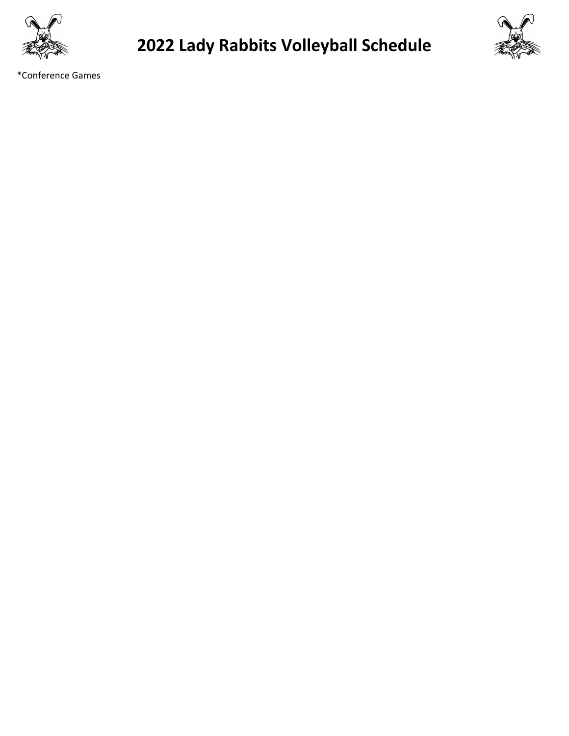# 2022 Lady Rabbits Volleyball Schedule

*Conference Games